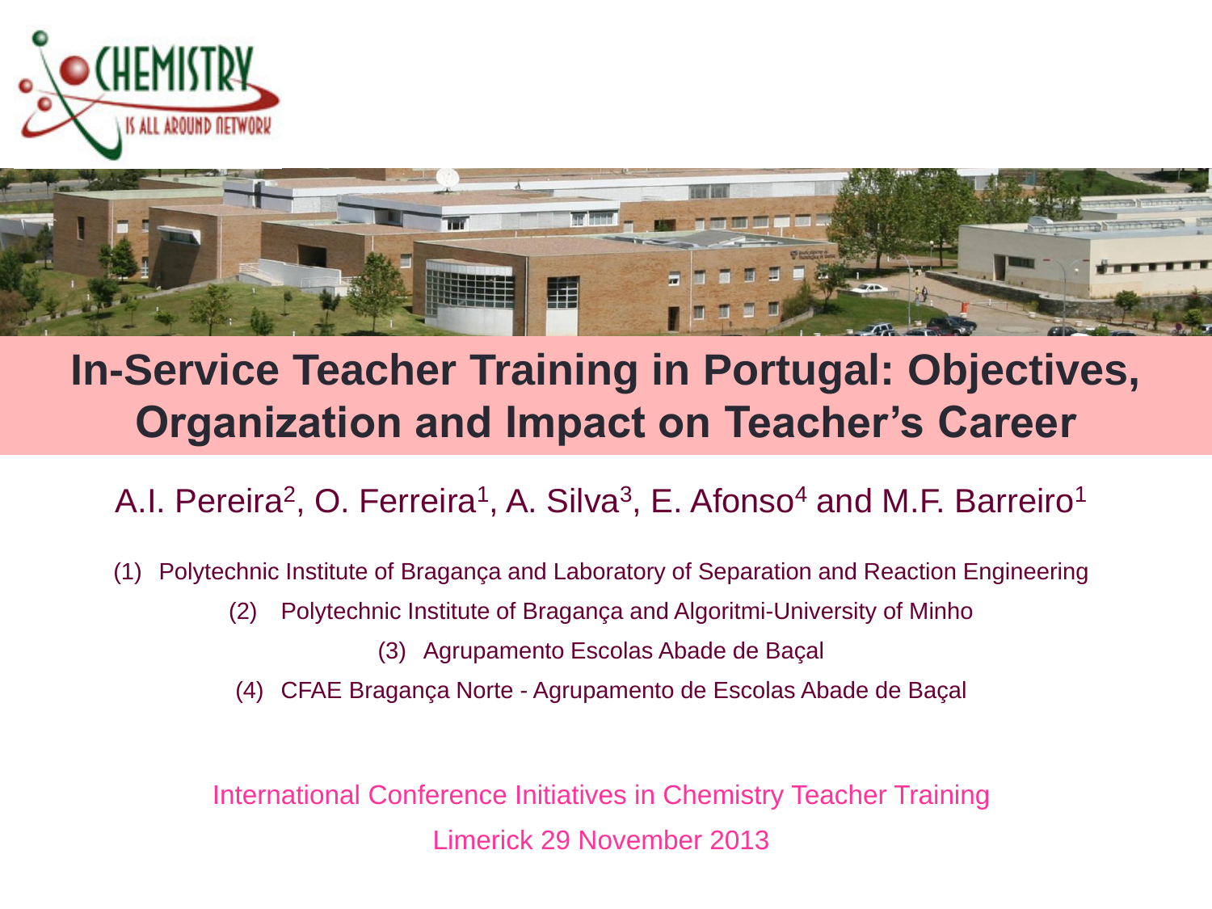# In-Service Teacher Training in Portugal: Objectives, Organization and Impact on Teacher's Career

A.I. Pereira[2], O. Ferreira[1], A. Silva[3], E. Afonso[4] and M.F. Barreiro[1]

(1) Polytechnic Institute of Bragança and Laboratory of Separation and Reaction Engineering

(2) Polytechnic Institute of Bragança and Algoritmi-University of Minho

(3) Agrupamento Escolas Abade de Baçal

(4) CFAE Bragança Norte - Agrupamento de Escolas Abade de Baçal

International Conference Initiatives in Chemistry Teacher Training

Limerick 29 November 2013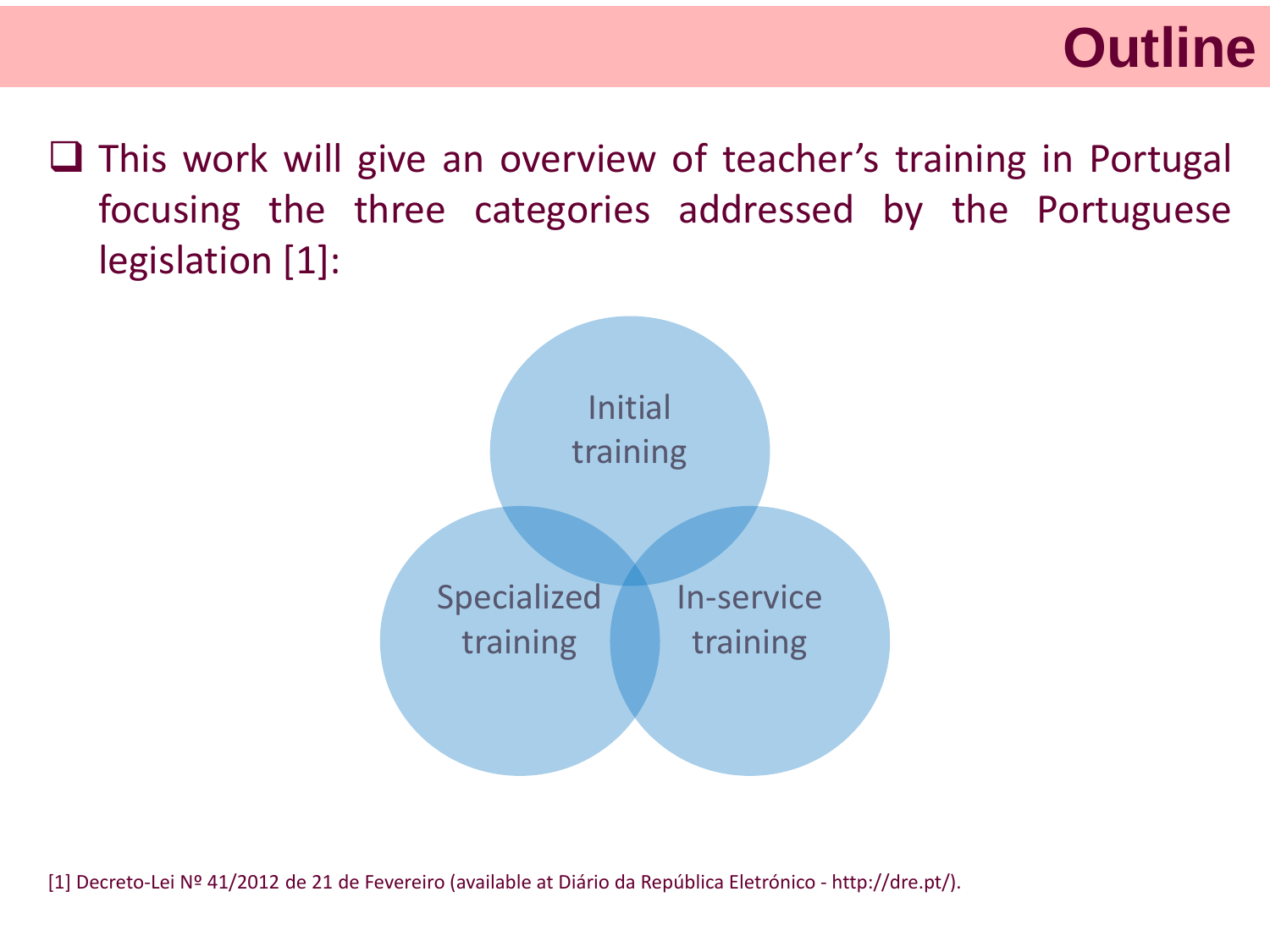# Outline

- This work will give an overview of teacher's training in Portugal focusing the three categories addressed by the Portuguese legislation [1]:

  - Initial training
  - Specialized training
  - In-service training

[1] Decreto-Lei Nº 41/2012 de 21 de Fevereiro (available at Diário da República Eletrónico - http://dre.pt/).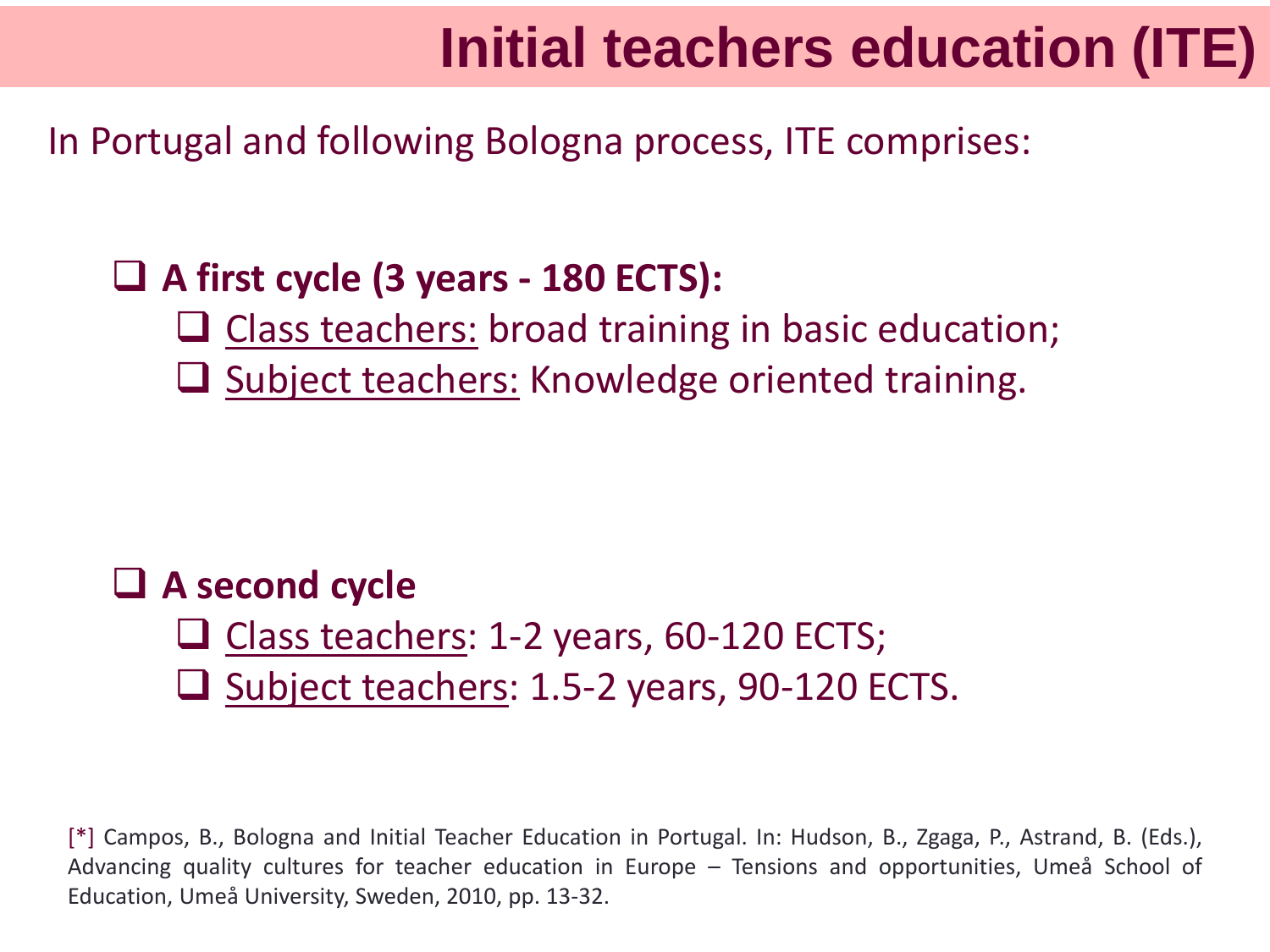# Initial teachers education (ITE)

In Portugal and following Bologna process, ITE comprises:

- **A first cycle (3 years - 180 ECTS):**
  - <u>Class teachers:</u> broad training in basic education;
  - <u>Subject teachers:</u> Knowledge oriented training.

- **A second cycle**
  - <u>Class teachers</u>: 1-2 years, 60-120 ECTS;
  - <u>Subject teachers</u>: 1.5-2 years, 90-120 ECTS.

[*] Campos, B., Bologna and Initial Teacher Education in Portugal. In: Hudson, B., Zgaga, P., Astrand, B. (Eds.), Advancing quality cultures for teacher education in Europe – Tensions and opportunities, Umeå School of Education, Umeå University, Sweden, 2010, pp. 13-32.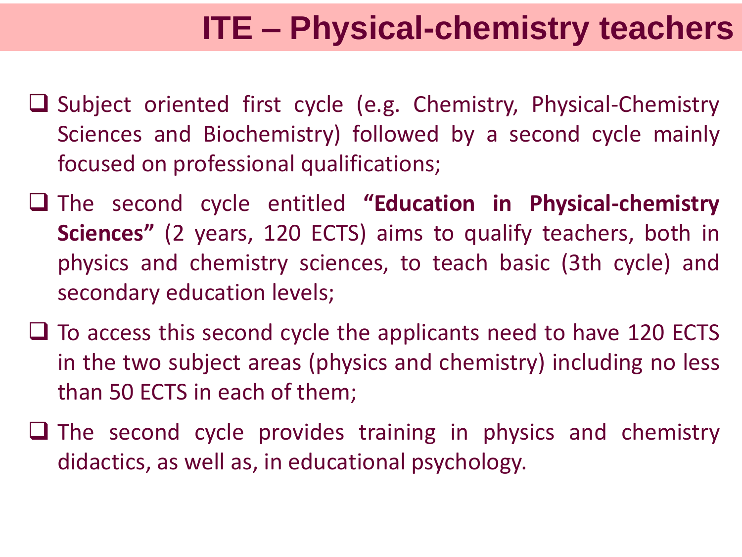# ITE – Physical-chemistry teachers

- Subject oriented first cycle (e.g. Chemistry, Physical-Chemistry Sciences and Biochemistry) followed by a second cycle mainly focused on professional qualifications;
- The second cycle entitled **"Education in Physical-chemistry Sciences"** (2 years, 120 ECTS) aims to qualify teachers, both in physics and chemistry sciences, to teach basic (3th cycle) and secondary education levels;
- To access this second cycle the applicants need to have 120 ECTS in the two subject areas (physics and chemistry) including no less than 50 ECTS in each of them;
- The second cycle provides training in physics and chemistry didactics, as well as, in educational psychology.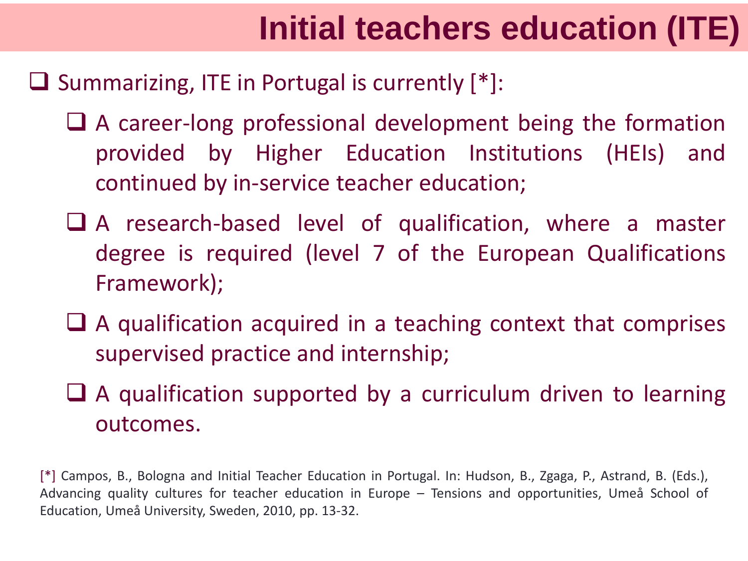# Initial teachers education (ITE)

- Summarizing, ITE in Portugal is currently [*]:
  - A career-long professional development being the formation provided by Higher Education Institutions (HEIs) and continued by in-service teacher education;
  - A research-based level of qualification, where a master degree is required (level 7 of the European Qualifications Framework);
  - A qualification acquired in a teaching context that comprises supervised practice and internship;
  - A qualification supported by a curriculum driven to learning outcomes.

[*] Campos, B., Bologna and Initial Teacher Education in Portugal. In: Hudson, B., Zgaga, P., Astrand, B. (Eds.), Advancing quality cultures for teacher education in Europe – Tensions and opportunities, Umeå School of Education, Umeå University, Sweden, 2010, pp. 13-32.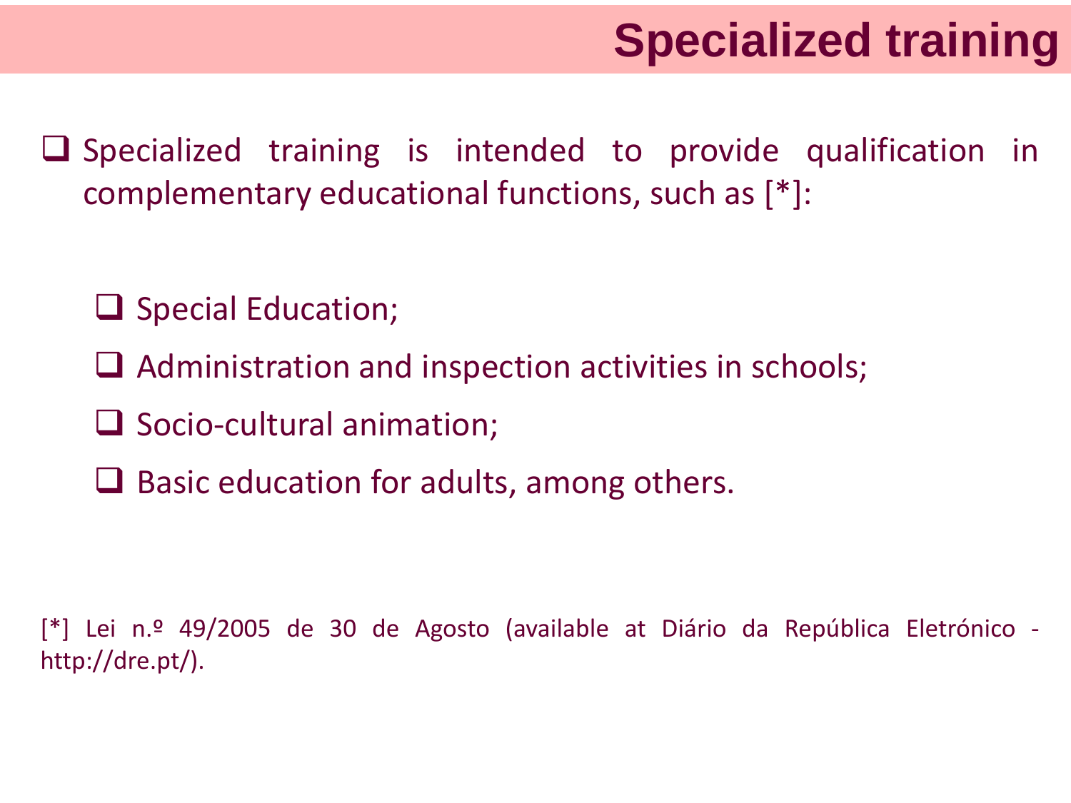# Specialized training

- Specialized training is intended to provide qualification in complementary educational functions, such as [*]:
  - Special Education;
  - Administration and inspection activities in schools;
  - Socio-cultural animation;
  - Basic education for adults, among others.

[*] Lei n.º 49/2005 de 30 de Agosto (available at Diário da República Eletrónico - http://dre.pt/).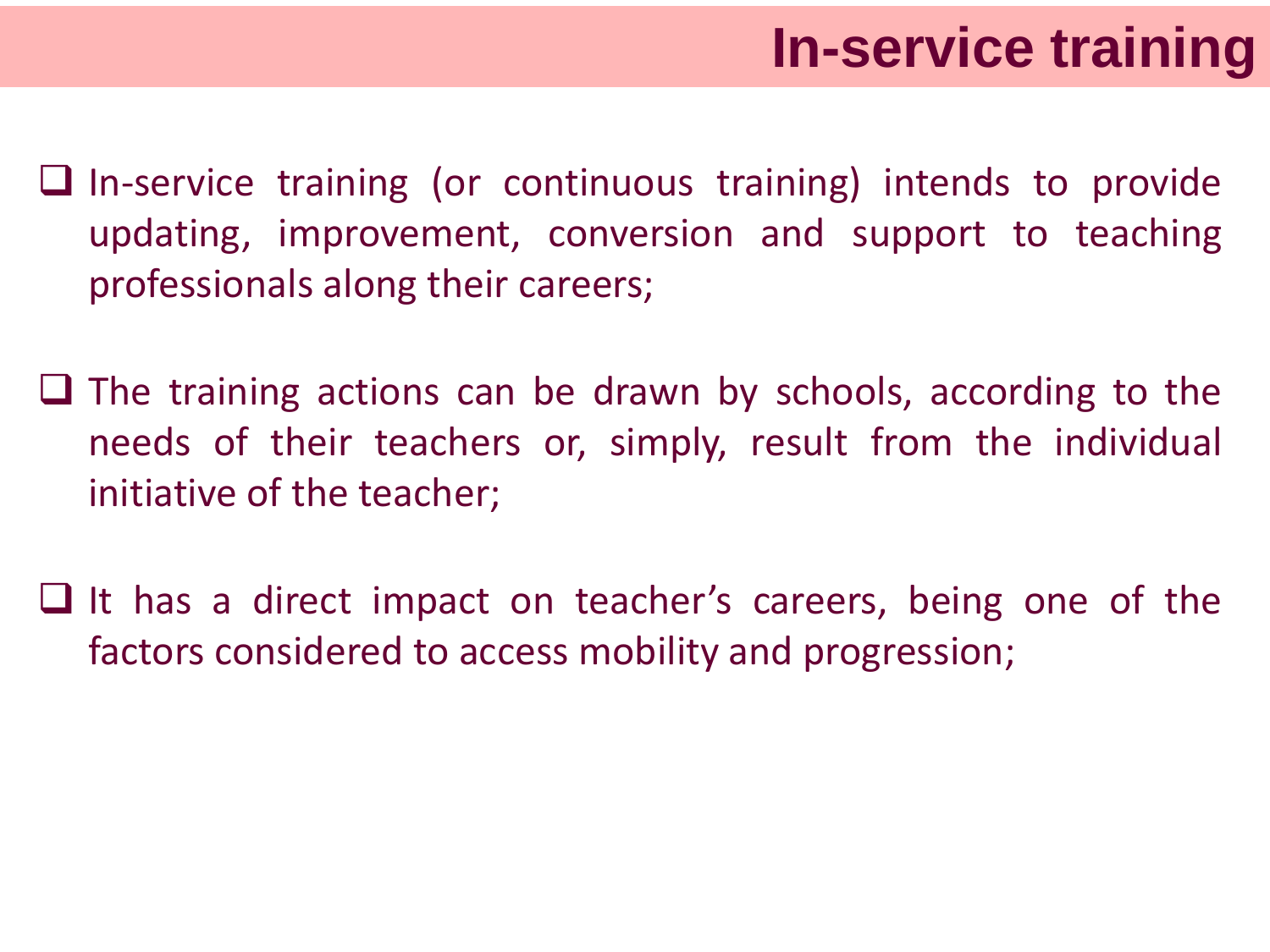# In-service training

- In-service training (or continuous training) intends to provide updating, improvement, conversion and support to teaching professionals along their careers;

- The training actions can be drawn by schools, according to the needs of their teachers or, simply, result from the individual initiative of the teacher;

- It has a direct impact on teacher’s careers, being one of the factors considered to access mobility and progression;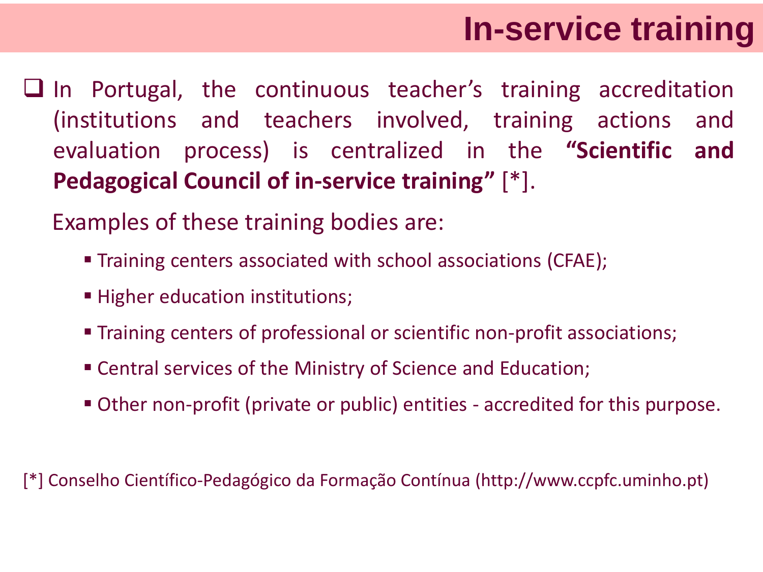# In-service training

- In Portugal, the continuous teacher's training accreditation (institutions and teachers involved, training actions and evaluation process) is centralized in the **"Scientific and Pedagogical Council of in-service training"** [*].

  Examples of these training bodies are:

  - Training centers associated with school associations (CFAE);
  - Higher education institutions;
  - Training centers of professional or scientific non-profit associations;
  - Central services of the Ministry of Science and Education;
  - Other non-profit (private or public) entities - accredited for this purpose.

[*] Conselho Científico-Pedagógico da Formação Contínua (http://www.ccpfc.uminho.pt)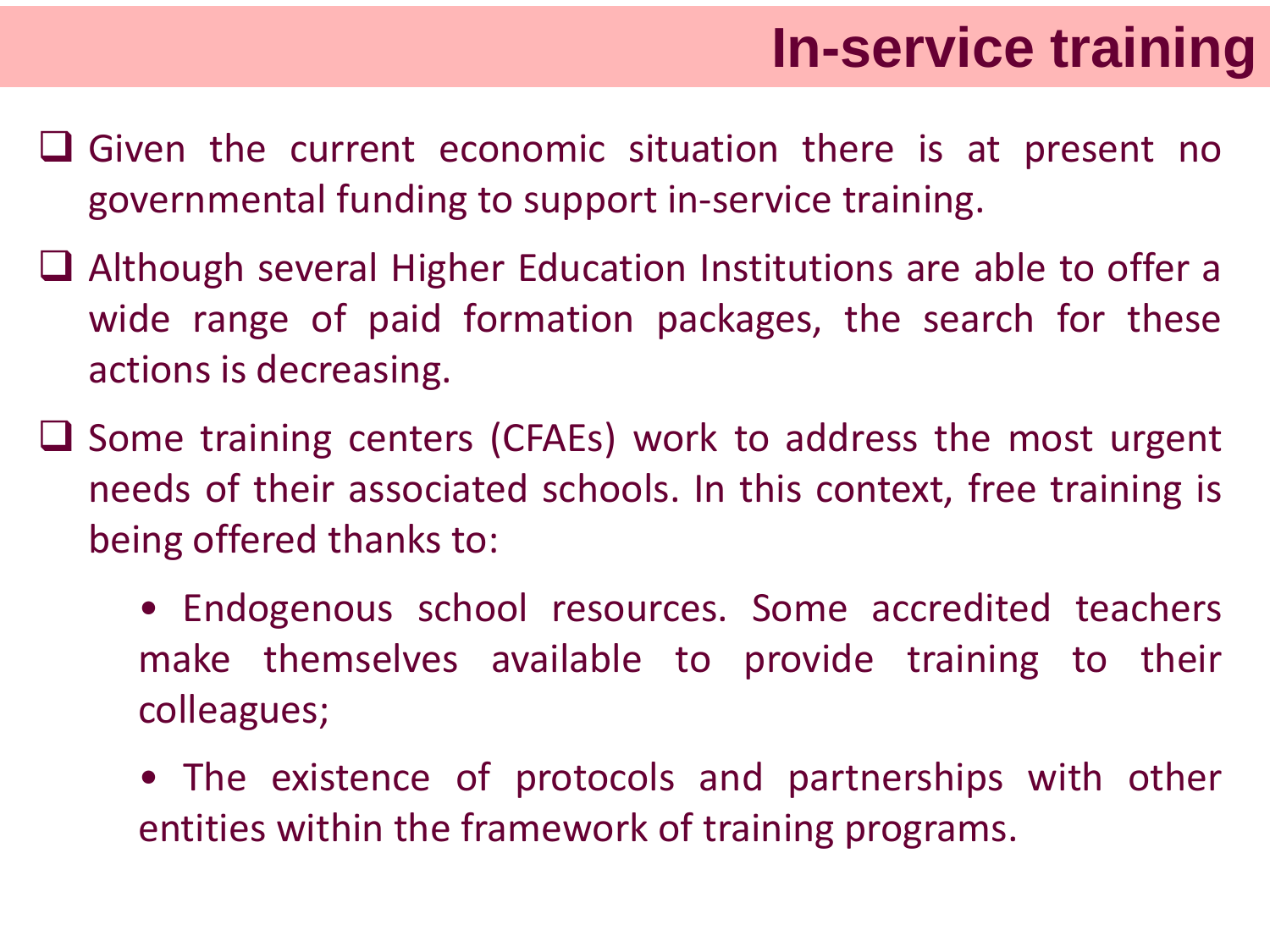# In-service training

- Given the current economic situation there is at present no governmental funding to support in-service training.
- Although several Higher Education Institutions are able to offer a wide range of paid formation packages, the search for these actions is decreasing.
- Some training centers (CFAEs) work to address the most urgent needs of their associated schools. In this context, free training is being offered thanks to:
  - Endogenous school resources. Some accredited teachers make themselves available to provide training to their colleagues;
  - The existence of protocols and partnerships with other entities within the framework of training programs.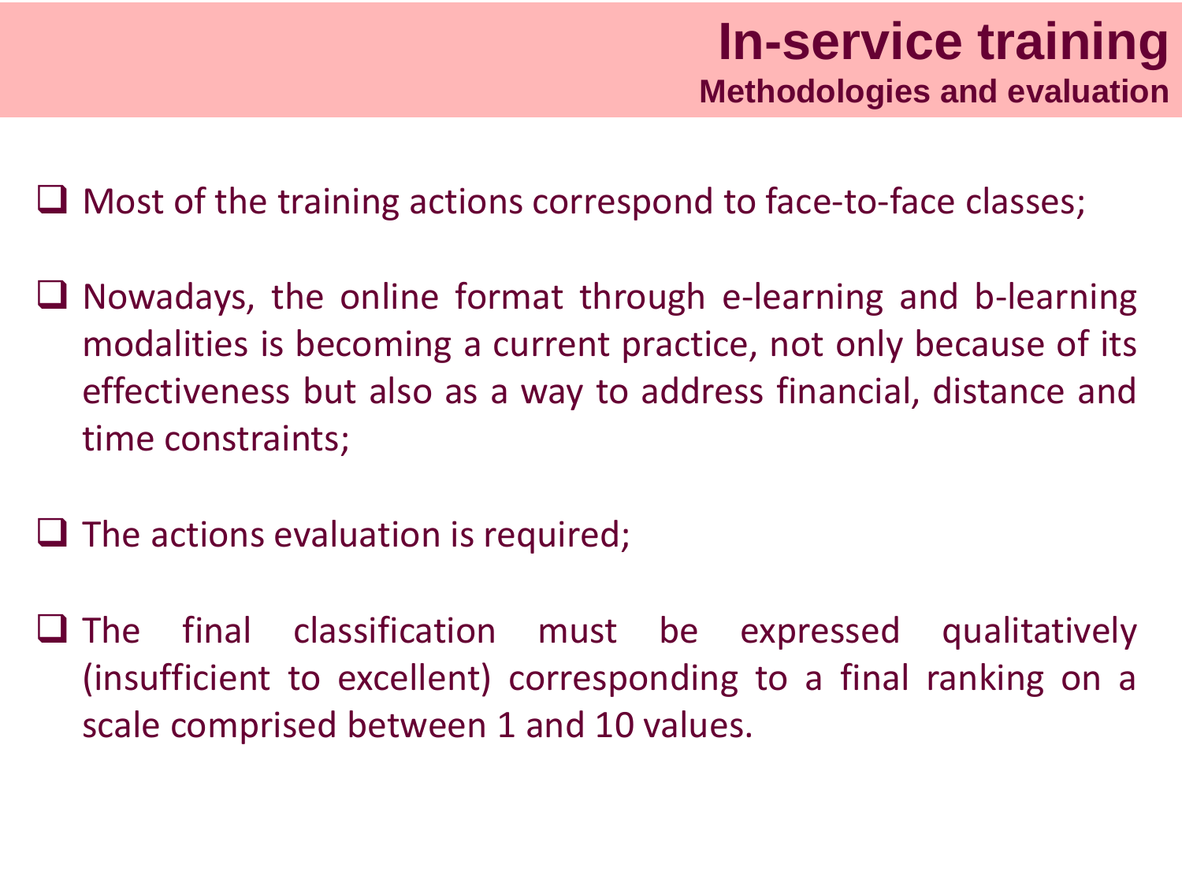# In-service training

## Methodologies and evaluation

- Most of the training actions correspond to face-to-face classes;

- Nowadays, the online format through e-learning and b-learning modalities is becoming a current practice, not only because of its effectiveness but also as a way to address financial, distance and time constraints;

- The actions evaluation is required;

- The final classification must be expressed qualitatively (insufficient to excellent) corresponding to a final ranking on a scale comprised between 1 and 10 values.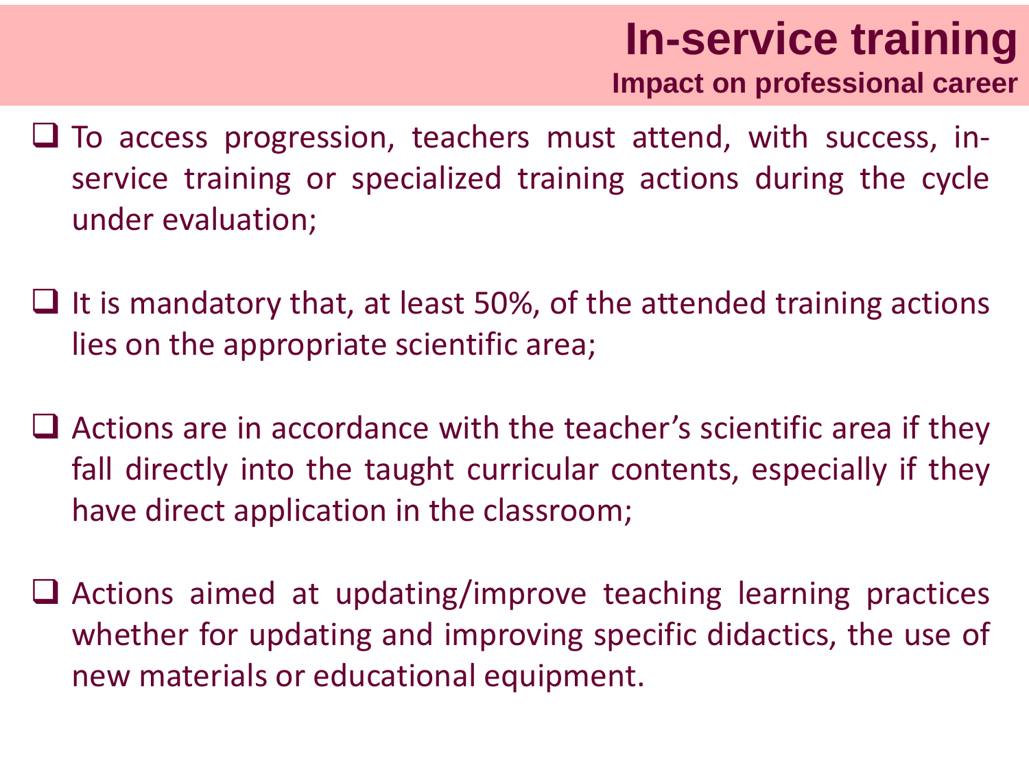# In-service training

## Impact on professional career

- To access progression, teachers must attend, with success, in-service training or specialized training actions during the cycle under evaluation;

- It is mandatory that, at least 50%, of the attended training actions lies on the appropriate scientific area;

- Actions are in accordance with the teacher's scientific area if they fall directly into the taught curricular contents, especially if they have direct application in the classroom;

- Actions aimed at updating/improve teaching learning practices whether for updating and improving specific didactics, the use of new materials or educational equipment.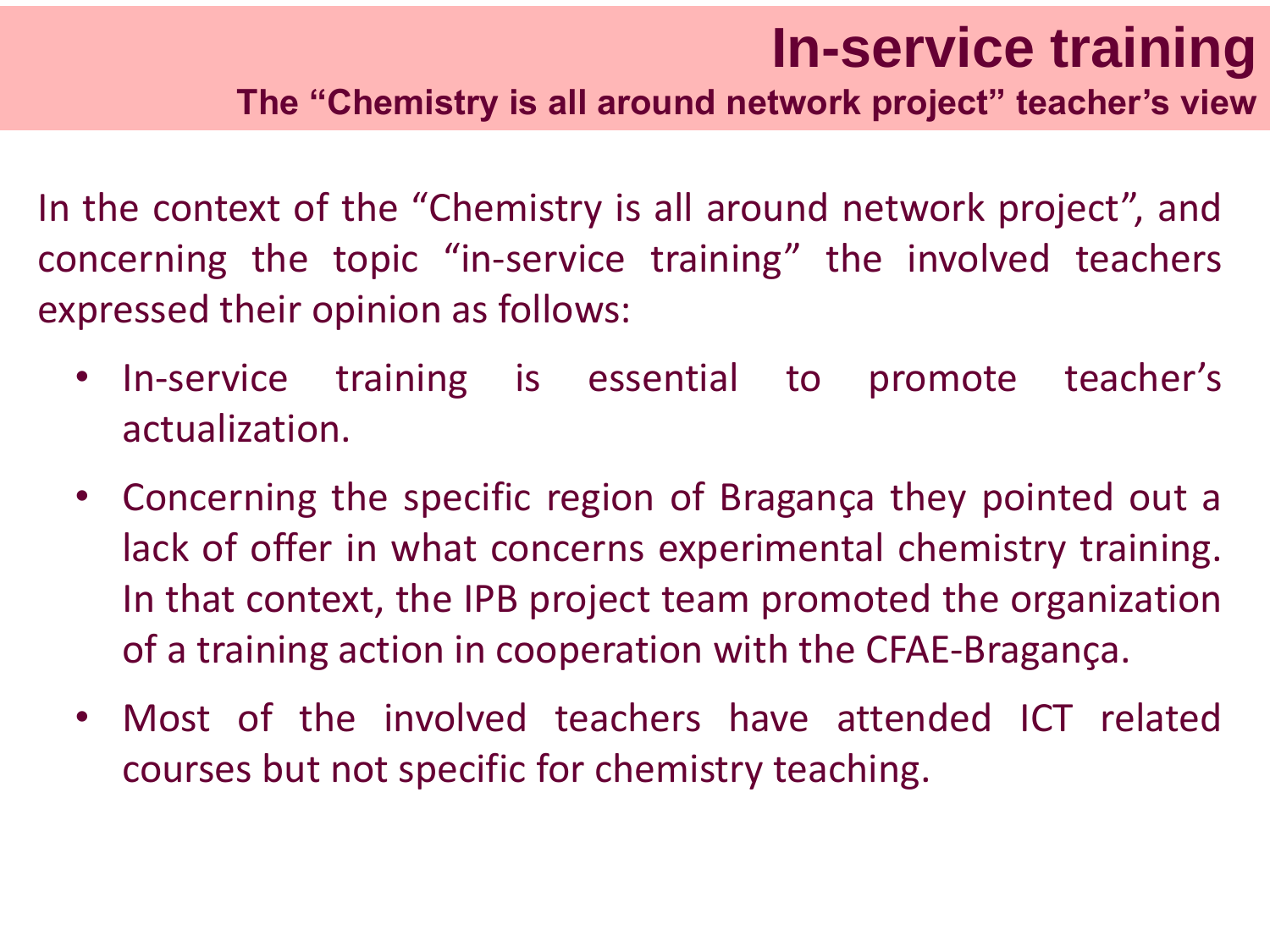# In-service training

## The "Chemistry is all around network project" teacher's view

In the context of the "Chemistry is all around network project", and concerning the topic "in-service training" the involved teachers expressed their opinion as follows:

- In-service training is essential to promote teacher's actualization.
- Concerning the specific region of Bragança they pointed out a lack of offer in what concerns experimental chemistry training. In that context, the IPB project team promoted the organization of a training action in cooperation with the CFAE-Bragança.
- Most of the involved teachers have attended ICT related courses but not specific for chemistry teaching.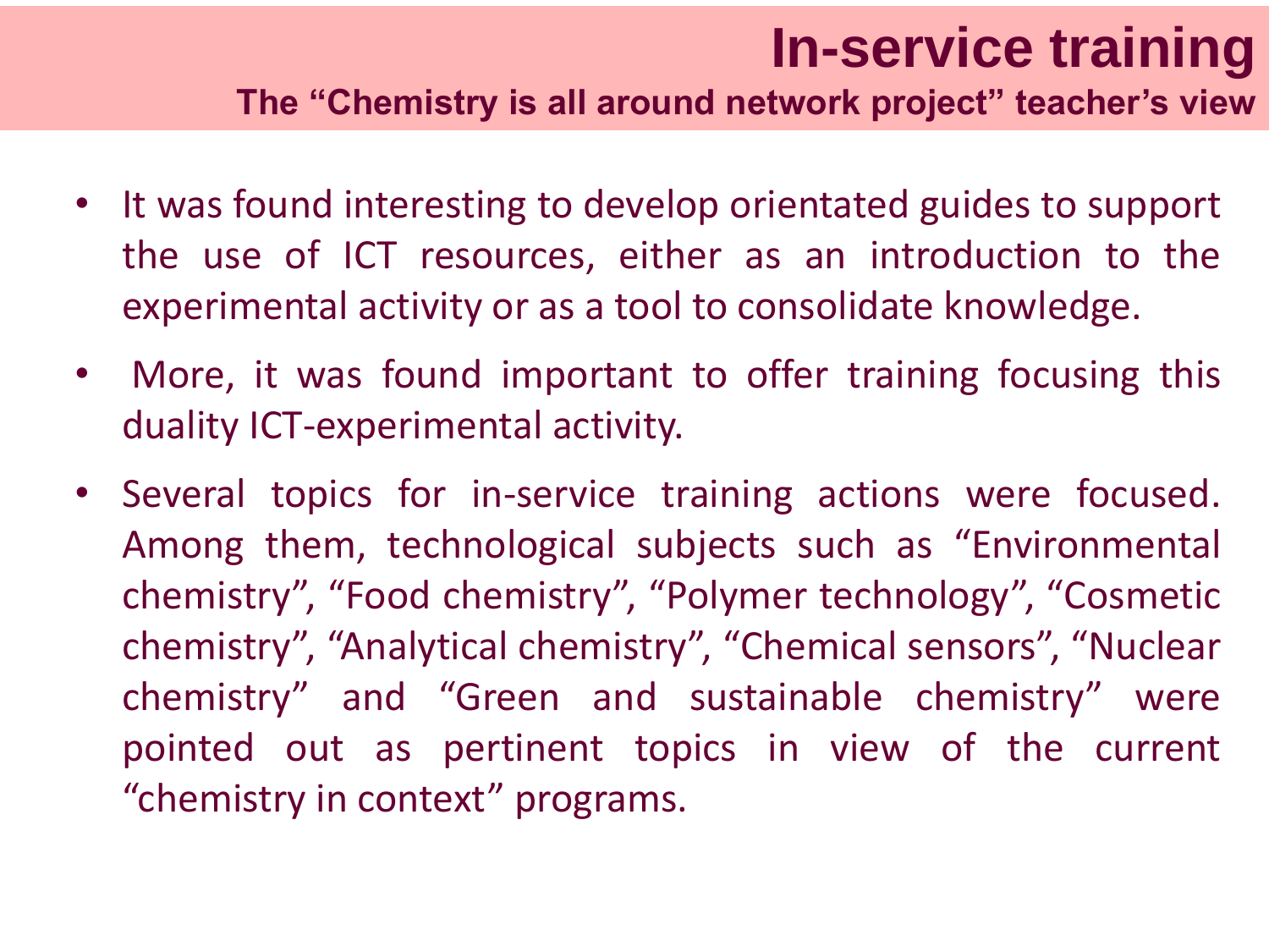# In-service training

## The “Chemistry is all around network project” teacher’s view

- It was found interesting to develop orientated guides to support the use of ICT resources, either as an introduction to the experimental activity or as a tool to consolidate knowledge.
- More, it was found important to offer training focusing this duality ICT-experimental activity.
- Several topics for in-service training actions were focused. Among them, technological subjects such as “Environmental chemistry”, “Food chemistry”, “Polymer technology”, “Cosmetic chemistry”, “Analytical chemistry”, “Chemical sensors”, “Nuclear chemistry” and “Green and sustainable chemistry” were pointed out as pertinent topics in view of the current “chemistry in context” programs.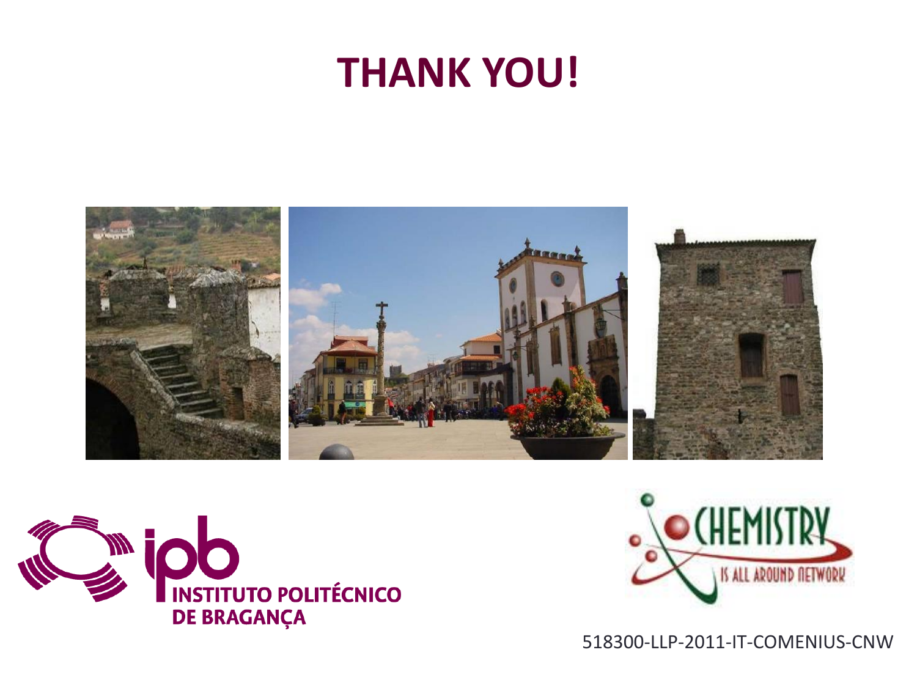# THANK YOU!

INSTITUTO POLITÉCNICO DE BRAGANÇA

CHEMISTRY IS ALL AROUND NETWORK

518300-LLP-2011-IT-COMENIUS-CNW